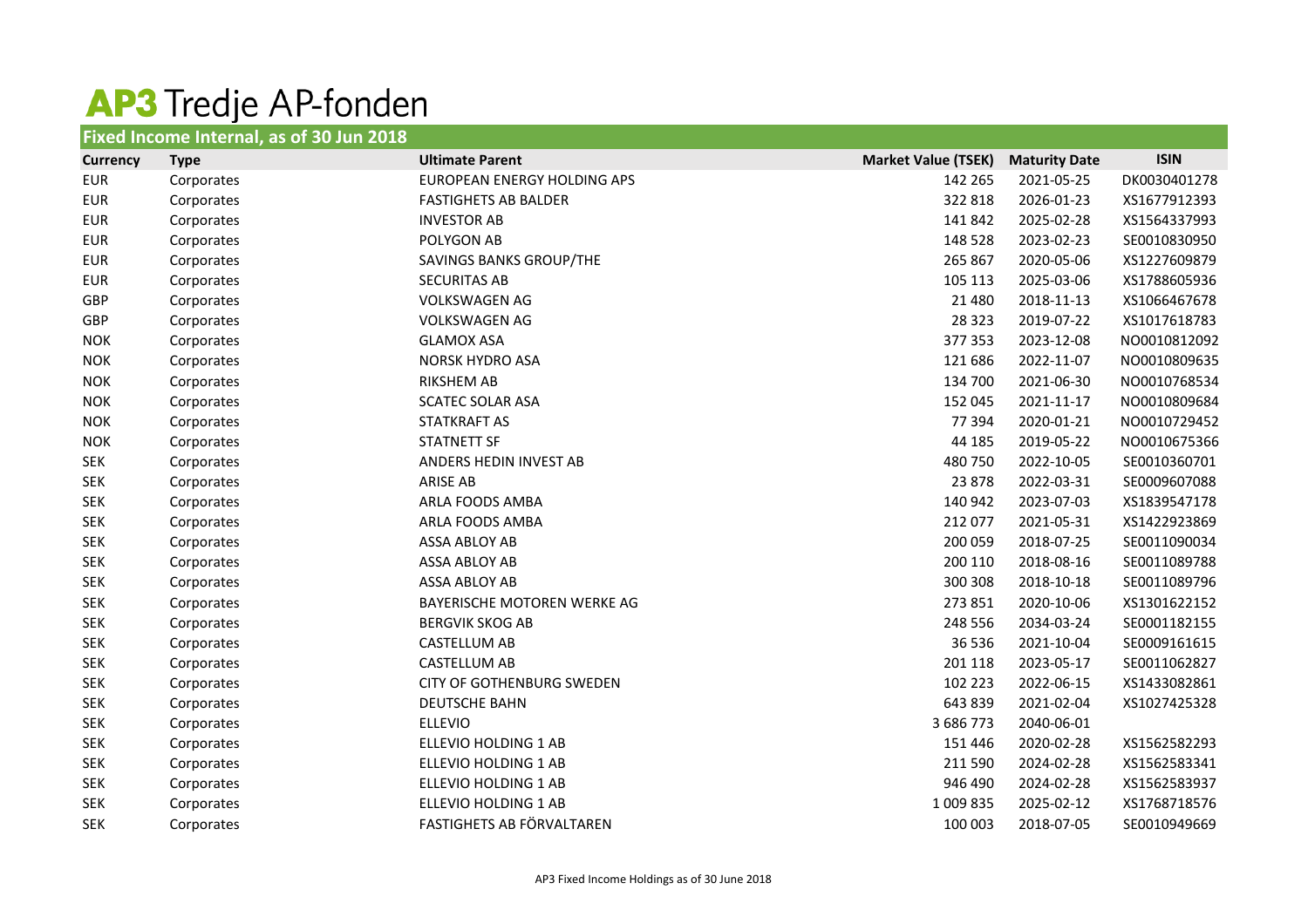# AP3 Tredje AP-fonden

## Fixed Income Internal, as of 30 Jun 2018

| Currency | Type | Ultimate Parent | Market Value (TSEK) | Maturity Date | ISIN |
|---|---|---|---|---|---|
| EUR | Corporates | EUROPEAN ENERGY HOLDING APS | 142 265 | 2021-05-25 | DK0030401278 |
| EUR | Corporates | FASTIGHETS AB BALDER | 322 818 | 2026-01-23 | XS1677912393 |
| EUR | Corporates | INVESTOR AB | 141 842 | 2025-02-28 | XS1564337993 |
| EUR | Corporates | POLYGON AB | 148 528 | 2023-02-23 | SE0010830950 |
| EUR | Corporates | SAVINGS BANKS GROUP/THE | 265 867 | 2020-05-06 | XS1227609879 |
| EUR | Corporates | SECURITAS AB | 105 113 | 2025-03-06 | XS1788605936 |
| GBP | Corporates | VOLKSWAGEN AG | 21 480 | 2018-11-13 | XS1066467678 |
| GBP | Corporates | VOLKSWAGEN AG | 28 323 | 2019-07-22 | XS1017618783 |
| NOK | Corporates | GLAMOX ASA | 377 353 | 2023-12-08 | NO0010812092 |
| NOK | Corporates | NORSK HYDRO ASA | 121 686 | 2022-11-07 | NO0010809635 |
| NOK | Corporates | RIKSHEM AB | 134 700 | 2021-06-30 | NO0010768534 |
| NOK | Corporates | SCATEC SOLAR ASA | 152 045 | 2021-11-17 | NO0010809684 |
| NOK | Corporates | STATKRAFT AS | 77 394 | 2020-01-21 | NO0010729452 |
| NOK | Corporates | STATNETT SF | 44 185 | 2019-05-22 | NO0010675366 |
| SEK | Corporates | ANDERS HEDIN INVEST AB | 480 750 | 2022-10-05 | SE0010360701 |
| SEK | Corporates | ARISE AB | 23 878 | 2022-03-31 | SE0009607088 |
| SEK | Corporates | ARLA FOODS AMBA | 140 942 | 2023-07-03 | XS1839547178 |
| SEK | Corporates | ARLA FOODS AMBA | 212 077 | 2021-05-31 | XS1422923869 |
| SEK | Corporates | ASSA ABLOY AB | 200 059 | 2018-07-25 | SE0011090034 |
| SEK | Corporates | ASSA ABLOY AB | 200 110 | 2018-08-16 | SE0011089788 |
| SEK | Corporates | ASSA ABLOY AB | 300 308 | 2018-10-18 | SE0011089796 |
| SEK | Corporates | BAYERISCHE MOTOREN WERKE AG | 273 851 | 2020-10-06 | XS1301622152 |
| SEK | Corporates | BERGVIK SKOG AB | 248 556 | 2034-03-24 | SE0001182155 |
| SEK | Corporates | CASTELLUM AB | 36 536 | 2021-10-04 | SE0009161615 |
| SEK | Corporates | CASTELLUM AB | 201 118 | 2023-05-17 | SE0011062827 |
| SEK | Corporates | CITY OF GOTHENBURG SWEDEN | 102 223 | 2022-06-15 | XS1433082861 |
| SEK | Corporates | DEUTSCHE BAHN | 643 839 | 2021-02-04 | XS1027425328 |
| SEK | Corporates | ELLEVIO | 3 686 773 | 2040-06-01 | |
| SEK | Corporates | ELLEVIO HOLDING 1 AB | 151 446 | 2020-02-28 | XS1562582293 |
| SEK | Corporates | ELLEVIO HOLDING 1 AB | 211 590 | 2024-02-28 | XS1562583341 |
| SEK | Corporates | ELLEVIO HOLDING 1 AB | 946 490 | 2024-02-28 | XS1562583937 |
| SEK | Corporates | ELLEVIO HOLDING 1 AB | 1 009 835 | 2025-02-12 | XS1768718576 |
| SEK | Corporates | FASTIGHETS AB FÖRVALTAREN | 100 003 | 2018-07-05 | SE0010949669 |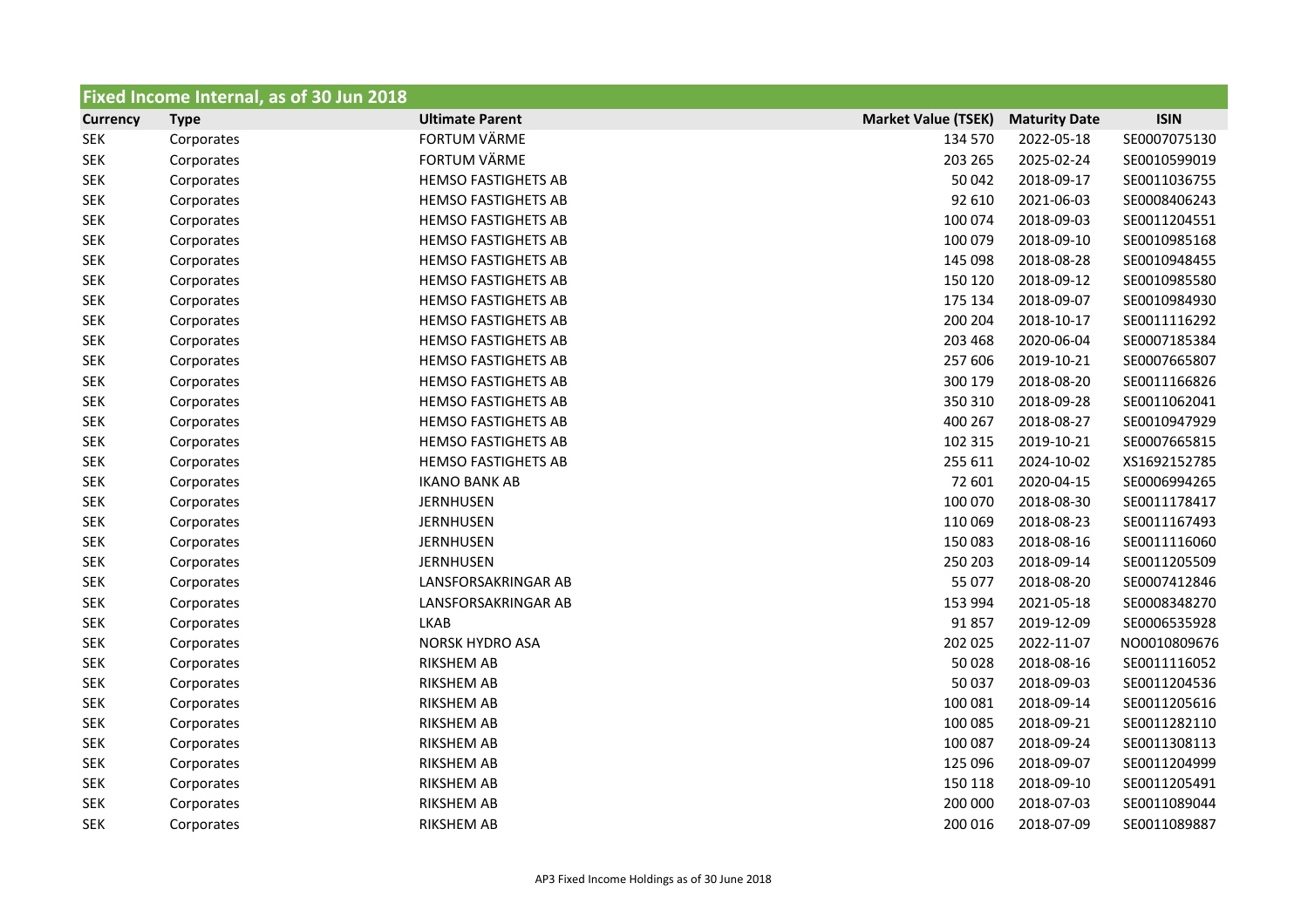## Fixed Income Internal, as of 30 Jun 2018

| Currency | Type | Ultimate Parent | Market Value (TSEK) | Maturity Date | ISIN |
|---|---|---|---|---|---|
| SEK | Corporates | FORTUM VÄRME | 134 570 | 2022-05-18 | SE0007075130 |
| SEK | Corporates | FORTUM VÄRME | 203 265 | 2025-02-24 | SE0010599019 |
| SEK | Corporates | HEMSO FASTIGHETS AB | 50 042 | 2018-09-17 | SE0011036755 |
| SEK | Corporates | HEMSO FASTIGHETS AB | 92 610 | 2021-06-03 | SE0008406243 |
| SEK | Corporates | HEMSO FASTIGHETS AB | 100 074 | 2018-09-03 | SE0011204551 |
| SEK | Corporates | HEMSO FASTIGHETS AB | 100 079 | 2018-09-10 | SE0010985168 |
| SEK | Corporates | HEMSO FASTIGHETS AB | 145 098 | 2018-08-28 | SE0010948455 |
| SEK | Corporates | HEMSO FASTIGHETS AB | 150 120 | 2018-09-12 | SE0010985580 |
| SEK | Corporates | HEMSO FASTIGHETS AB | 175 134 | 2018-09-07 | SE0010984930 |
| SEK | Corporates | HEMSO FASTIGHETS AB | 200 204 | 2018-10-17 | SE0011116292 |
| SEK | Corporates | HEMSO FASTIGHETS AB | 203 468 | 2020-06-04 | SE0007185384 |
| SEK | Corporates | HEMSO FASTIGHETS AB | 257 606 | 2019-10-21 | SE0007665807 |
| SEK | Corporates | HEMSO FASTIGHETS AB | 300 179 | 2018-08-20 | SE0011166826 |
| SEK | Corporates | HEMSO FASTIGHETS AB | 350 310 | 2018-09-28 | SE0011062041 |
| SEK | Corporates | HEMSO FASTIGHETS AB | 400 267 | 2018-08-27 | SE0010947929 |
| SEK | Corporates | HEMSO FASTIGHETS AB | 102 315 | 2019-10-21 | SE0007665815 |
| SEK | Corporates | HEMSO FASTIGHETS AB | 255 611 | 2024-10-02 | XS1692152785 |
| SEK | Corporates | IKANO BANK AB | 72 601 | 2020-04-15 | SE0006994265 |
| SEK | Corporates | JERNHUSEN | 100 070 | 2018-08-30 | SE0011178417 |
| SEK | Corporates | JERNHUSEN | 110 069 | 2018-08-23 | SE0011167493 |
| SEK | Corporates | JERNHUSEN | 150 083 | 2018-08-16 | SE0011116060 |
| SEK | Corporates | JERNHUSEN | 250 203 | 2018-09-14 | SE0011205509 |
| SEK | Corporates | LANSFORSAKRINGAR AB | 55 077 | 2018-08-20 | SE0007412846 |
| SEK | Corporates | LANSFORSAKRINGAR AB | 153 994 | 2021-05-18 | SE0008348270 |
| SEK | Corporates | LKAB | 91 857 | 2019-12-09 | SE0006535928 |
| SEK | Corporates | NORSK HYDRO ASA | 202 025 | 2022-11-07 | NO0010809676 |
| SEK | Corporates | RIKSHEM AB | 50 028 | 2018-08-16 | SE0011116052 |
| SEK | Corporates | RIKSHEM AB | 50 037 | 2018-09-03 | SE0011204536 |
| SEK | Corporates | RIKSHEM AB | 100 081 | 2018-09-14 | SE0011205616 |
| SEK | Corporates | RIKSHEM AB | 100 085 | 2018-09-21 | SE0011282110 |
| SEK | Corporates | RIKSHEM AB | 100 087 | 2018-09-24 | SE0011308113 |
| SEK | Corporates | RIKSHEM AB | 125 096 | 2018-09-07 | SE0011204999 |
| SEK | Corporates | RIKSHEM AB | 150 118 | 2018-09-10 | SE0011205491 |
| SEK | Corporates | RIKSHEM AB | 200 000 | 2018-07-03 | SE0011089044 |
| SEK | Corporates | RIKSHEM AB | 200 016 | 2018-07-09 | SE0011089887 |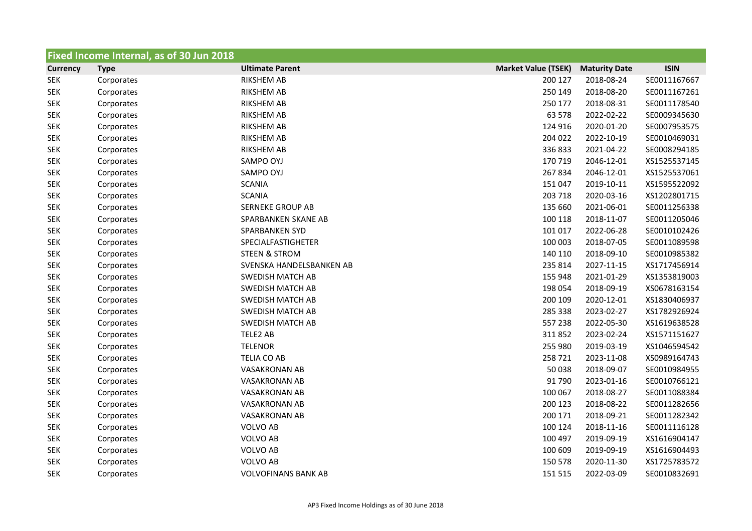## Fixed Income Internal, as of 30 Jun 2018

| Currency | Type | Ultimate Parent | Market Value (TSEK) | Maturity Date | ISIN |
|---|---|---|---|---|---|
| SEK | Corporates | RIKSHEM AB | 200 127 | 2018-08-24 | SE0011167667 |
| SEK | Corporates | RIKSHEM AB | 250 149 | 2018-08-20 | SE0011167261 |
| SEK | Corporates | RIKSHEM AB | 250 177 | 2018-08-31 | SE0011178540 |
| SEK | Corporates | RIKSHEM AB | 63 578 | 2022-02-22 | SE0009345630 |
| SEK | Corporates | RIKSHEM AB | 124 916 | 2020-01-20 | SE0007953575 |
| SEK | Corporates | RIKSHEM AB | 204 022 | 2022-10-19 | SE0010469031 |
| SEK | Corporates | RIKSHEM AB | 336 833 | 2021-04-22 | SE0008294185 |
| SEK | Corporates | SAMPO OYJ | 170 719 | 2046-12-01 | XS1525537145 |
| SEK | Corporates | SAMPO OYJ | 267 834 | 2046-12-01 | XS1525537061 |
| SEK | Corporates | SCANIA | 151 047 | 2019-10-11 | XS1595522092 |
| SEK | Corporates | SCANIA | 203 718 | 2020-03-16 | XS1202801715 |
| SEK | Corporates | SERNEKE GROUP AB | 135 660 | 2021-06-01 | SE0011256338 |
| SEK | Corporates | SPARBANKEN SKANE AB | 100 118 | 2018-11-07 | SE0011205046 |
| SEK | Corporates | SPARBANKEN SYD | 101 017 | 2022-06-28 | SE0010102426 |
| SEK | Corporates | SPECIALFASTIGHETER | 100 003 | 2018-07-05 | SE0011089598 |
| SEK | Corporates | STEEN & STROM | 140 110 | 2018-09-10 | SE0010985382 |
| SEK | Corporates | SVENSKA HANDELSBANKEN AB | 235 814 | 2027-11-15 | XS1717456914 |
| SEK | Corporates | SWEDISH MATCH AB | 155 948 | 2021-01-29 | XS1353819003 |
| SEK | Corporates | SWEDISH MATCH AB | 198 054 | 2018-09-19 | XS0678163154 |
| SEK | Corporates | SWEDISH MATCH AB | 200 109 | 2020-12-01 | XS1830406937 |
| SEK | Corporates | SWEDISH MATCH AB | 285 338 | 2023-02-27 | XS1782926924 |
| SEK | Corporates | SWEDISH MATCH AB | 557 238 | 2022-05-30 | XS1619638528 |
| SEK | Corporates | TELE2 AB | 311 852 | 2023-02-24 | XS1571151627 |
| SEK | Corporates | TELENOR | 255 980 | 2019-03-19 | XS1046594542 |
| SEK | Corporates | TELIA CO AB | 258 721 | 2023-11-08 | XS0989164743 |
| SEK | Corporates | VASAKRONAN AB | 50 038 | 2018-09-07 | SE0010984955 |
| SEK | Corporates | VASAKRONAN AB | 91 790 | 2023-01-16 | SE0010766121 |
| SEK | Corporates | VASAKRONAN AB | 100 067 | 2018-08-27 | SE0011088384 |
| SEK | Corporates | VASAKRONAN AB | 200 123 | 2018-08-22 | SE0011282656 |
| SEK | Corporates | VASAKRONAN AB | 200 171 | 2018-09-21 | SE0011282342 |
| SEK | Corporates | VOLVO AB | 100 124 | 2018-11-16 | SE0011116128 |
| SEK | Corporates | VOLVO AB | 100 497 | 2019-09-19 | XS1616904147 |
| SEK | Corporates | VOLVO AB | 100 609 | 2019-09-19 | XS1616904493 |
| SEK | Corporates | VOLVO AB | 150 578 | 2020-11-30 | XS1725783572 |
| SEK | Corporates | VOLVOFINANS BANK AB | 151 515 | 2022-03-09 | SE0010832691 |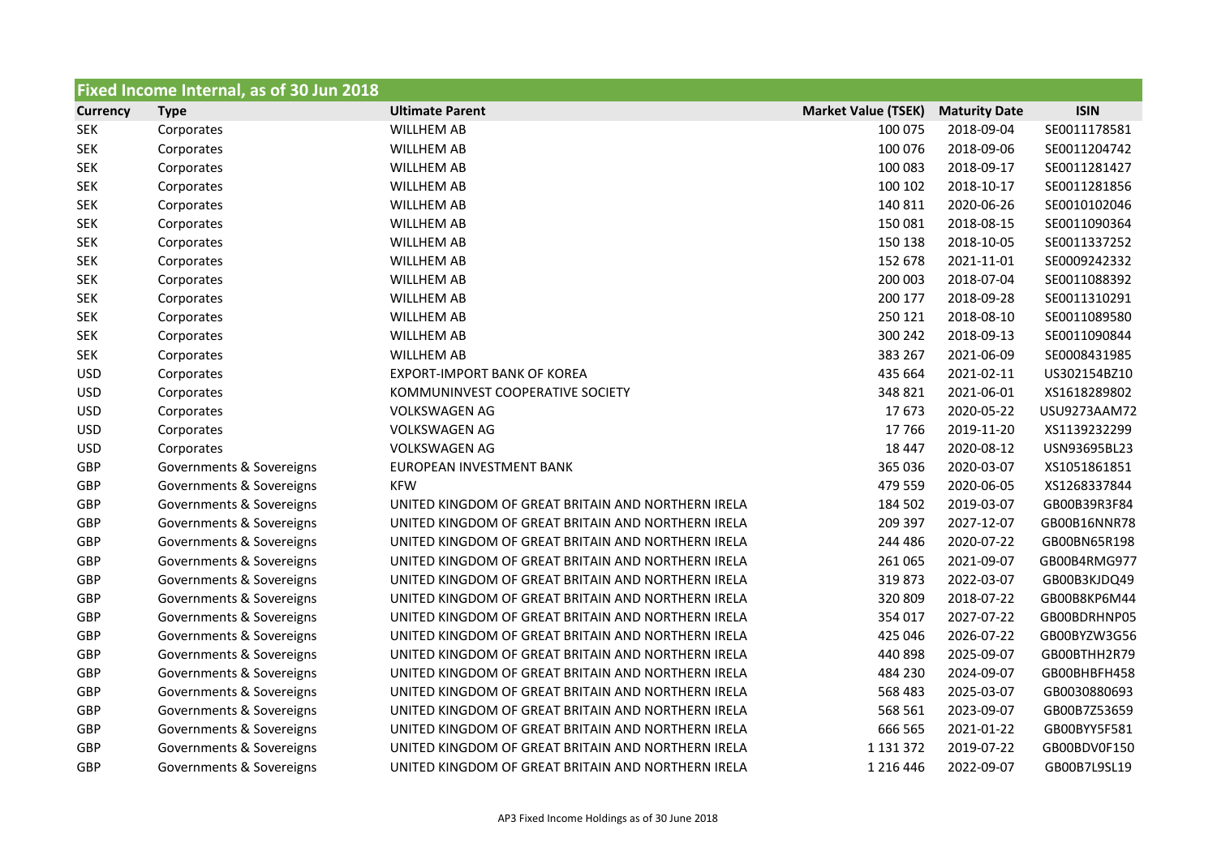| Fixed Income Internal, as of 30 Jun 2018 | | | | | |
|---|---|---|---|---|---|
| **Currency** | **Type** | **Ultimate Parent** | **Market Value (TSEK)** | **Maturity Date** | **ISIN** |
| SEK | Corporates | WILLHEM AB | 100 075 | 2018-09-04 | SE0011178581 |
| SEK | Corporates | WILLHEM AB | 100 076 | 2018-09-06 | SE0011204742 |
| SEK | Corporates | WILLHEM AB | 100 083 | 2018-09-17 | SE0011281427 |
| SEK | Corporates | WILLHEM AB | 100 102 | 2018-10-17 | SE0011281856 |
| SEK | Corporates | WILLHEM AB | 140 811 | 2020-06-26 | SE0010102046 |
| SEK | Corporates | WILLHEM AB | 150 081 | 2018-08-15 | SE0011090364 |
| SEK | Corporates | WILLHEM AB | 150 138 | 2018-10-05 | SE0011337252 |
| SEK | Corporates | WILLHEM AB | 152 678 | 2021-11-01 | SE0009242332 |
| SEK | Corporates | WILLHEM AB | 200 003 | 2018-07-04 | SE0011088392 |
| SEK | Corporates | WILLHEM AB | 200 177 | 2018-09-28 | SE0011310291 |
| SEK | Corporates | WILLHEM AB | 250 121 | 2018-08-10 | SE0011089580 |
| SEK | Corporates | WILLHEM AB | 300 242 | 2018-09-13 | SE0011090844 |
| SEK | Corporates | WILLHEM AB | 383 267 | 2021-06-09 | SE0008431985 |
| USD | Corporates | EXPORT-IMPORT BANK OF KOREA | 435 664 | 2021-02-11 | US302154BZ10 |
| USD | Corporates | KOMMUNINVEST COOPERATIVE SOCIETY | 348 821 | 2021-06-01 | XS1618289802 |
| USD | Corporates | VOLKSWAGEN AG | 17 673 | 2020-05-22 | USU9273AAM72 |
| USD | Corporates | VOLKSWAGEN AG | 17 766 | 2019-11-20 | XS1139232299 |
| USD | Corporates | VOLKSWAGEN AG | 18 447 | 2020-08-12 | USN93695BL23 |
| GBP | Governments & Sovereigns | EUROPEAN INVESTMENT BANK | 365 036 | 2020-03-07 | XS1051861851 |
| GBP | Governments & Sovereigns | KFW | 479 559 | 2020-06-05 | XS1268337844 |
| GBP | Governments & Sovereigns | UNITED KINGDOM OF GREAT BRITAIN AND NORTHERN IRELA | 184 502 | 2019-03-07 | GB00B39R3F84 |
| GBP | Governments & Sovereigns | UNITED KINGDOM OF GREAT BRITAIN AND NORTHERN IRELA | 209 397 | 2027-12-07 | GB00B16NNR78 |
| GBP | Governments & Sovereigns | UNITED KINGDOM OF GREAT BRITAIN AND NORTHERN IRELA | 244 486 | 2020-07-22 | GB00BN65R198 |
| GBP | Governments & Sovereigns | UNITED KINGDOM OF GREAT BRITAIN AND NORTHERN IRELA | 261 065 | 2021-09-07 | GB00B4RMG977 |
| GBP | Governments & Sovereigns | UNITED KINGDOM OF GREAT BRITAIN AND NORTHERN IRELA | 319 873 | 2022-03-07 | GB00B3KJDQ49 |
| GBP | Governments & Sovereigns | UNITED KINGDOM OF GREAT BRITAIN AND NORTHERN IRELA | 320 809 | 2018-07-22 | GB00B8KP6M44 |
| GBP | Governments & Sovereigns | UNITED KINGDOM OF GREAT BRITAIN AND NORTHERN IRELA | 354 017 | 2027-07-22 | GB00BDRHNP05 |
| GBP | Governments & Sovereigns | UNITED KINGDOM OF GREAT BRITAIN AND NORTHERN IRELA | 425 046 | 2026-07-22 | GB00BYZW3G56 |
| GBP | Governments & Sovereigns | UNITED KINGDOM OF GREAT BRITAIN AND NORTHERN IRELA | 440 898 | 2025-09-07 | GB00BTHH2R79 |
| GBP | Governments & Sovereigns | UNITED KINGDOM OF GREAT BRITAIN AND NORTHERN IRELA | 484 230 | 2024-09-07 | GB00BHBFH458 |
| GBP | Governments & Sovereigns | UNITED KINGDOM OF GREAT BRITAIN AND NORTHERN IRELA | 568 483 | 2025-03-07 | GB0030880693 |
| GBP | Governments & Sovereigns | UNITED KINGDOM OF GREAT BRITAIN AND NORTHERN IRELA | 568 561 | 2023-09-07 | GB00B7Z53659 |
| GBP | Governments & Sovereigns | UNITED KINGDOM OF GREAT BRITAIN AND NORTHERN IRELA | 666 565 | 2021-01-22 | GB00BYY5F581 |
| GBP | Governments & Sovereigns | UNITED KINGDOM OF GREAT BRITAIN AND NORTHERN IRELA | 1 131 372 | 2019-07-22 | GB00BDV0F150 |
| GBP | Governments & Sovereigns | UNITED KINGDOM OF GREAT BRITAIN AND NORTHERN IRELA | 1 216 446 | 2022-09-07 | GB00B7L9SL19 |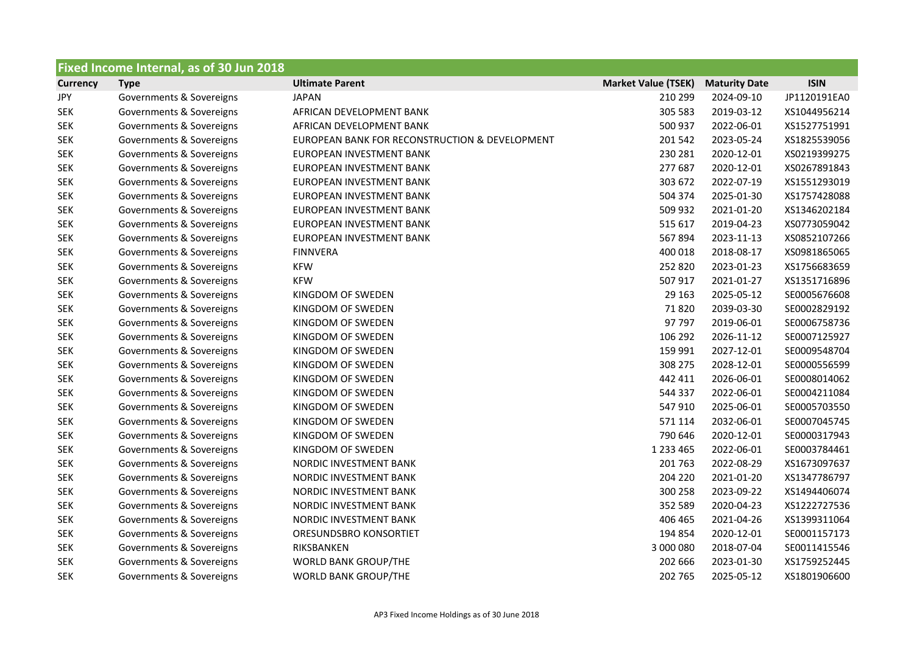## Fixed Income Internal, as of 30 Jun 2018

| Currency | Type | Ultimate Parent | Market Value (TSEK) | Maturity Date | ISIN |
|---|---|---|---|---|---|
| JPY | Governments & Sovereigns | JAPAN | 210 299 | 2024-09-10 | JP1120191EA0 |
| SEK | Governments & Sovereigns | AFRICAN DEVELOPMENT BANK | 305 583 | 2019-03-12 | XS1044956214 |
| SEK | Governments & Sovereigns | AFRICAN DEVELOPMENT BANK | 500 937 | 2022-06-01 | XS1527751991 |
| SEK | Governments & Sovereigns | EUROPEAN BANK FOR RECONSTRUCTION & DEVELOPMENT | 201 542 | 2023-05-24 | XS1825539056 |
| SEK | Governments & Sovereigns | EUROPEAN INVESTMENT BANK | 230 281 | 2020-12-01 | XS0219399275 |
| SEK | Governments & Sovereigns | EUROPEAN INVESTMENT BANK | 277 687 | 2020-12-01 | XS0267891843 |
| SEK | Governments & Sovereigns | EUROPEAN INVESTMENT BANK | 303 672 | 2022-07-19 | XS1551293019 |
| SEK | Governments & Sovereigns | EUROPEAN INVESTMENT BANK | 504 374 | 2025-01-30 | XS1757428088 |
| SEK | Governments & Sovereigns | EUROPEAN INVESTMENT BANK | 509 932 | 2021-01-20 | XS1346202184 |
| SEK | Governments & Sovereigns | EUROPEAN INVESTMENT BANK | 515 617 | 2019-04-23 | XS0773059042 |
| SEK | Governments & Sovereigns | EUROPEAN INVESTMENT BANK | 567 894 | 2023-11-13 | XS0852107266 |
| SEK | Governments & Sovereigns | FINNVERA | 400 018 | 2018-08-17 | XS0981865065 |
| SEK | Governments & Sovereigns | KFW | 252 820 | 2023-01-23 | XS1756683659 |
| SEK | Governments & Sovereigns | KFW | 507 917 | 2021-01-27 | XS1351716896 |
| SEK | Governments & Sovereigns | KINGDOM OF SWEDEN | 29 163 | 2025-05-12 | SE0005676608 |
| SEK | Governments & Sovereigns | KINGDOM OF SWEDEN | 71 820 | 2039-03-30 | SE0002829192 |
| SEK | Governments & Sovereigns | KINGDOM OF SWEDEN | 97 797 | 2019-06-01 | SE0006758736 |
| SEK | Governments & Sovereigns | KINGDOM OF SWEDEN | 106 292 | 2026-11-12 | SE0007125927 |
| SEK | Governments & Sovereigns | KINGDOM OF SWEDEN | 159 991 | 2027-12-01 | SE0009548704 |
| SEK | Governments & Sovereigns | KINGDOM OF SWEDEN | 308 275 | 2028-12-01 | SE0000556599 |
| SEK | Governments & Sovereigns | KINGDOM OF SWEDEN | 442 411 | 2026-06-01 | SE0008014062 |
| SEK | Governments & Sovereigns | KINGDOM OF SWEDEN | 544 337 | 2022-06-01 | SE0004211084 |
| SEK | Governments & Sovereigns | KINGDOM OF SWEDEN | 547 910 | 2025-06-01 | SE0005703550 |
| SEK | Governments & Sovereigns | KINGDOM OF SWEDEN | 571 114 | 2032-06-01 | SE0007045745 |
| SEK | Governments & Sovereigns | KINGDOM OF SWEDEN | 790 646 | 2020-12-01 | SE0000317943 |
| SEK | Governments & Sovereigns | KINGDOM OF SWEDEN | 1 233 465 | 2022-06-01 | SE0003784461 |
| SEK | Governments & Sovereigns | NORDIC INVESTMENT BANK | 201 763 | 2022-08-29 | XS1673097637 |
| SEK | Governments & Sovereigns | NORDIC INVESTMENT BANK | 204 220 | 2021-01-20 | XS1347786797 |
| SEK | Governments & Sovereigns | NORDIC INVESTMENT BANK | 300 258 | 2023-09-22 | XS1494406074 |
| SEK | Governments & Sovereigns | NORDIC INVESTMENT BANK | 352 589 | 2020-04-23 | XS1222727536 |
| SEK | Governments & Sovereigns | NORDIC INVESTMENT BANK | 406 465 | 2021-04-26 | XS1399311064 |
| SEK | Governments & Sovereigns | ORESUNDSBRO KONSORTIET | 194 854 | 2020-12-01 | SE0001157173 |
| SEK | Governments & Sovereigns | RIKSBANKEN | 3 000 080 | 2018-07-04 | SE0011415546 |
| SEK | Governments & Sovereigns | WORLD BANK GROUP/THE | 202 666 | 2023-01-30 | XS1759252445 |
| SEK | Governments & Sovereigns | WORLD BANK GROUP/THE | 202 765 | 2025-05-12 | XS1801906600 |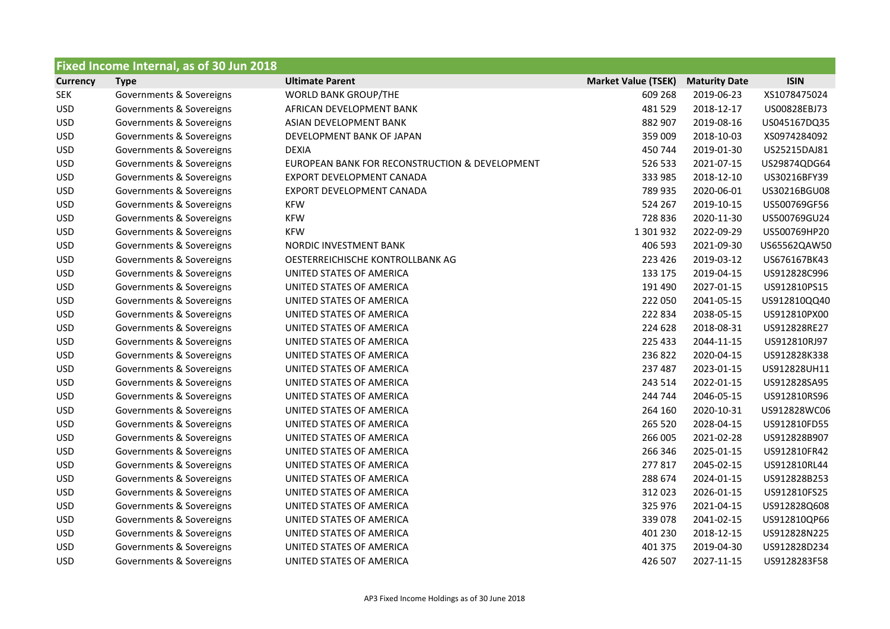## Fixed Income Internal, as of 30 Jun 2018

| Currency | Type | Ultimate Parent | Market Value (TSEK) | Maturity Date | ISIN |
|---|---|---|---|---|---|
| SEK | Governments & Sovereigns | WORLD BANK GROUP/THE | 609 268 | 2019-06-23 | XS1078475024 |
| USD | Governments & Sovereigns | AFRICAN DEVELOPMENT BANK | 481 529 | 2018-12-17 | US00828EBJ73 |
| USD | Governments & Sovereigns | ASIAN DEVELOPMENT BANK | 882 907 | 2019-08-16 | US045167DQ35 |
| USD | Governments & Sovereigns | DEVELOPMENT BANK OF JAPAN | 359 009 | 2018-10-03 | XS0974284092 |
| USD | Governments & Sovereigns | DEXIA | 450 744 | 2019-01-30 | US25215DAJ81 |
| USD | Governments & Sovereigns | EUROPEAN BANK FOR RECONSTRUCTION & DEVELOPMENT | 526 533 | 2021-07-15 | US29874QDG64 |
| USD | Governments & Sovereigns | EXPORT DEVELOPMENT CANADA | 333 985 | 2018-12-10 | US30216BFY39 |
| USD | Governments & Sovereigns | EXPORT DEVELOPMENT CANADA | 789 935 | 2020-06-01 | US30216BGU08 |
| USD | Governments & Sovereigns | KFW | 524 267 | 2019-10-15 | US500769GF56 |
| USD | Governments & Sovereigns | KFW | 728 836 | 2020-11-30 | US500769GU24 |
| USD | Governments & Sovereigns | KFW | 1 301 932 | 2022-09-29 | US500769HP20 |
| USD | Governments & Sovereigns | NORDIC INVESTMENT BANK | 406 593 | 2021-09-30 | US65562QAW50 |
| USD | Governments & Sovereigns | OESTERREICHISCHE KONTROLLBANK AG | 223 426 | 2019-03-12 | US676167BK43 |
| USD | Governments & Sovereigns | UNITED STATES OF AMERICA | 133 175 | 2019-04-15 | US912828C996 |
| USD | Governments & Sovereigns | UNITED STATES OF AMERICA | 191 490 | 2027-01-15 | US912810PS15 |
| USD | Governments & Sovereigns | UNITED STATES OF AMERICA | 222 050 | 2041-05-15 | US912810QQ40 |
| USD | Governments & Sovereigns | UNITED STATES OF AMERICA | 222 834 | 2038-05-15 | US912810PX00 |
| USD | Governments & Sovereigns | UNITED STATES OF AMERICA | 224 628 | 2018-08-31 | US912828RE27 |
| USD | Governments & Sovereigns | UNITED STATES OF AMERICA | 225 433 | 2044-11-15 | US912810RJ97 |
| USD | Governments & Sovereigns | UNITED STATES OF AMERICA | 236 822 | 2020-04-15 | US912828K338 |
| USD | Governments & Sovereigns | UNITED STATES OF AMERICA | 237 487 | 2023-01-15 | US912828UH11 |
| USD | Governments & Sovereigns | UNITED STATES OF AMERICA | 243 514 | 2022-01-15 | US912828SA95 |
| USD | Governments & Sovereigns | UNITED STATES OF AMERICA | 244 744 | 2046-05-15 | US912810RS96 |
| USD | Governments & Sovereigns | UNITED STATES OF AMERICA | 264 160 | 2020-10-31 | US912828WC06 |
| USD | Governments & Sovereigns | UNITED STATES OF AMERICA | 265 520 | 2028-04-15 | US912810FD55 |
| USD | Governments & Sovereigns | UNITED STATES OF AMERICA | 266 005 | 2021-02-28 | US912828B907 |
| USD | Governments & Sovereigns | UNITED STATES OF AMERICA | 266 346 | 2025-01-15 | US912810FR42 |
| USD | Governments & Sovereigns | UNITED STATES OF AMERICA | 277 817 | 2045-02-15 | US912810RL44 |
| USD | Governments & Sovereigns | UNITED STATES OF AMERICA | 288 674 | 2024-01-15 | US912828B253 |
| USD | Governments & Sovereigns | UNITED STATES OF AMERICA | 312 023 | 2026-01-15 | US912810FS25 |
| USD | Governments & Sovereigns | UNITED STATES OF AMERICA | 325 976 | 2021-04-15 | US912828Q608 |
| USD | Governments & Sovereigns | UNITED STATES OF AMERICA | 339 078 | 2041-02-15 | US912810QP66 |
| USD | Governments & Sovereigns | UNITED STATES OF AMERICA | 401 230 | 2018-12-15 | US912828N225 |
| USD | Governments & Sovereigns | UNITED STATES OF AMERICA | 401 375 | 2019-04-30 | US912828D234 |
| USD | Governments & Sovereigns | UNITED STATES OF AMERICA | 426 507 | 2027-11-15 | US9128283F58 |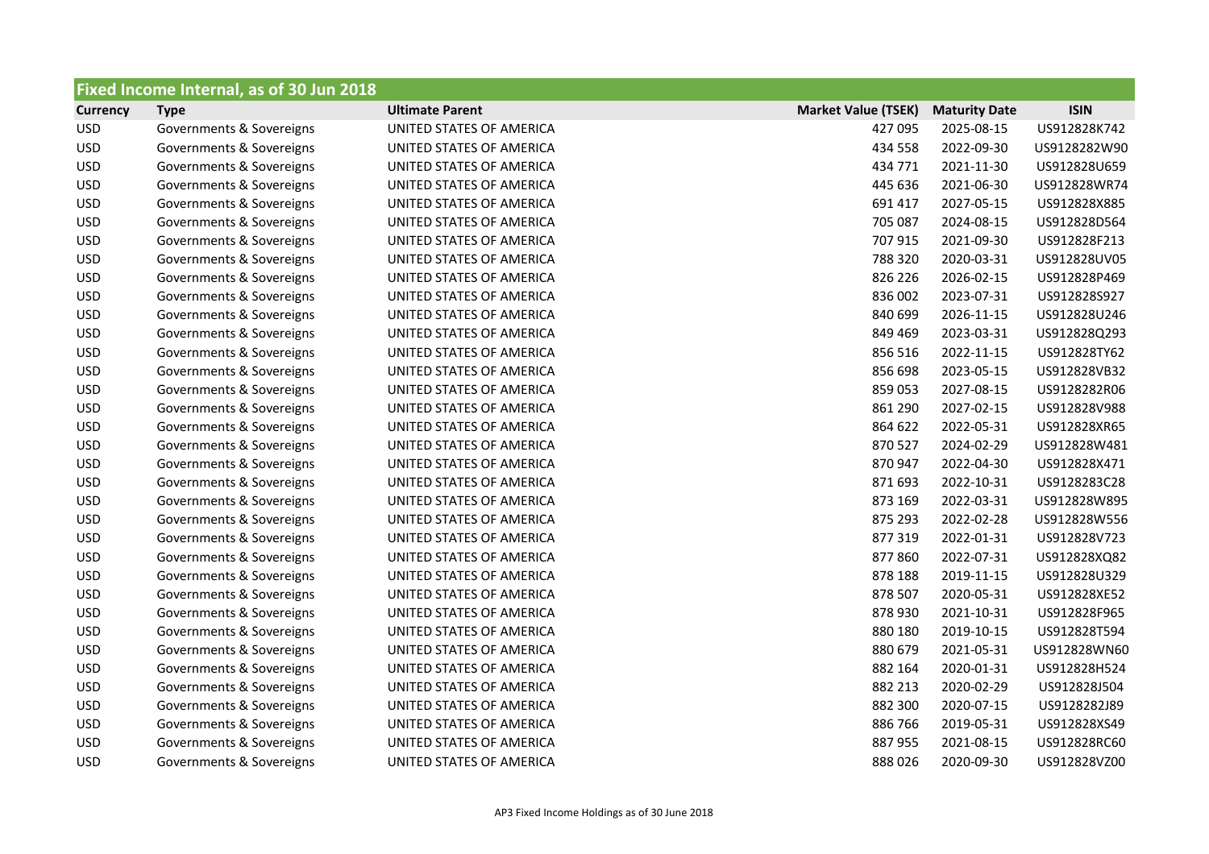## Fixed Income Internal, as of 30 Jun 2018

| Currency | Type | Ultimate Parent | Market Value (TSEK) | Maturity Date | ISIN |
|---|---|---|---|---|---|
| USD | Governments & Sovereigns | UNITED STATES OF AMERICA | 427 095 | 2025-08-15 | US912828K742 |
| USD | Governments & Sovereigns | UNITED STATES OF AMERICA | 434 558 | 2022-09-30 | US9128282W90 |
| USD | Governments & Sovereigns | UNITED STATES OF AMERICA | 434 771 | 2021-11-30 | US912828U659 |
| USD | Governments & Sovereigns | UNITED STATES OF AMERICA | 445 636 | 2021-06-30 | US912828WR74 |
| USD | Governments & Sovereigns | UNITED STATES OF AMERICA | 691 417 | 2027-05-15 | US912828X885 |
| USD | Governments & Sovereigns | UNITED STATES OF AMERICA | 705 087 | 2024-08-15 | US912828D564 |
| USD | Governments & Sovereigns | UNITED STATES OF AMERICA | 707 915 | 2021-09-30 | US912828F213 |
| USD | Governments & Sovereigns | UNITED STATES OF AMERICA | 788 320 | 2020-03-31 | US912828UV05 |
| USD | Governments & Sovereigns | UNITED STATES OF AMERICA | 826 226 | 2026-02-15 | US912828P469 |
| USD | Governments & Sovereigns | UNITED STATES OF AMERICA | 836 002 | 2023-07-31 | US912828S927 |
| USD | Governments & Sovereigns | UNITED STATES OF AMERICA | 840 699 | 2026-11-15 | US912828U246 |
| USD | Governments & Sovereigns | UNITED STATES OF AMERICA | 849 469 | 2023-03-31 | US912828Q293 |
| USD | Governments & Sovereigns | UNITED STATES OF AMERICA | 856 516 | 2022-11-15 | US912828TY62 |
| USD | Governments & Sovereigns | UNITED STATES OF AMERICA | 856 698 | 2023-05-15 | US912828VB32 |
| USD | Governments & Sovereigns | UNITED STATES OF AMERICA | 859 053 | 2027-08-15 | US9128282R06 |
| USD | Governments & Sovereigns | UNITED STATES OF AMERICA | 861 290 | 2027-02-15 | US912828V988 |
| USD | Governments & Sovereigns | UNITED STATES OF AMERICA | 864 622 | 2022-05-31 | US912828XR65 |
| USD | Governments & Sovereigns | UNITED STATES OF AMERICA | 870 527 | 2024-02-29 | US912828W481 |
| USD | Governments & Sovereigns | UNITED STATES OF AMERICA | 870 947 | 2022-04-30 | US912828X471 |
| USD | Governments & Sovereigns | UNITED STATES OF AMERICA | 871 693 | 2022-10-31 | US9128283C28 |
| USD | Governments & Sovereigns | UNITED STATES OF AMERICA | 873 169 | 2022-03-31 | US912828W895 |
| USD | Governments & Sovereigns | UNITED STATES OF AMERICA | 875 293 | 2022-02-28 | US912828W556 |
| USD | Governments & Sovereigns | UNITED STATES OF AMERICA | 877 319 | 2022-01-31 | US912828V723 |
| USD | Governments & Sovereigns | UNITED STATES OF AMERICA | 877 860 | 2022-07-31 | US912828XQ82 |
| USD | Governments & Sovereigns | UNITED STATES OF AMERICA | 878 188 | 2019-11-15 | US912828U329 |
| USD | Governments & Sovereigns | UNITED STATES OF AMERICA | 878 507 | 2020-05-31 | US912828XE52 |
| USD | Governments & Sovereigns | UNITED STATES OF AMERICA | 878 930 | 2021-10-31 | US912828F965 |
| USD | Governments & Sovereigns | UNITED STATES OF AMERICA | 880 180 | 2019-10-15 | US912828T594 |
| USD | Governments & Sovereigns | UNITED STATES OF AMERICA | 880 679 | 2021-05-31 | US912828WN60 |
| USD | Governments & Sovereigns | UNITED STATES OF AMERICA | 882 164 | 2020-01-31 | US912828H524 |
| USD | Governments & Sovereigns | UNITED STATES OF AMERICA | 882 213 | 2020-02-29 | US912828J504 |
| USD | Governments & Sovereigns | UNITED STATES OF AMERICA | 882 300 | 2020-07-15 | US9128282J89 |
| USD | Governments & Sovereigns | UNITED STATES OF AMERICA | 886 766 | 2019-05-31 | US912828XS49 |
| USD | Governments & Sovereigns | UNITED STATES OF AMERICA | 887 955 | 2021-08-15 | US912828RC60 |
| USD | Governments & Sovereigns | UNITED STATES OF AMERICA | 888 026 | 2020-09-30 | US912828VZ00 |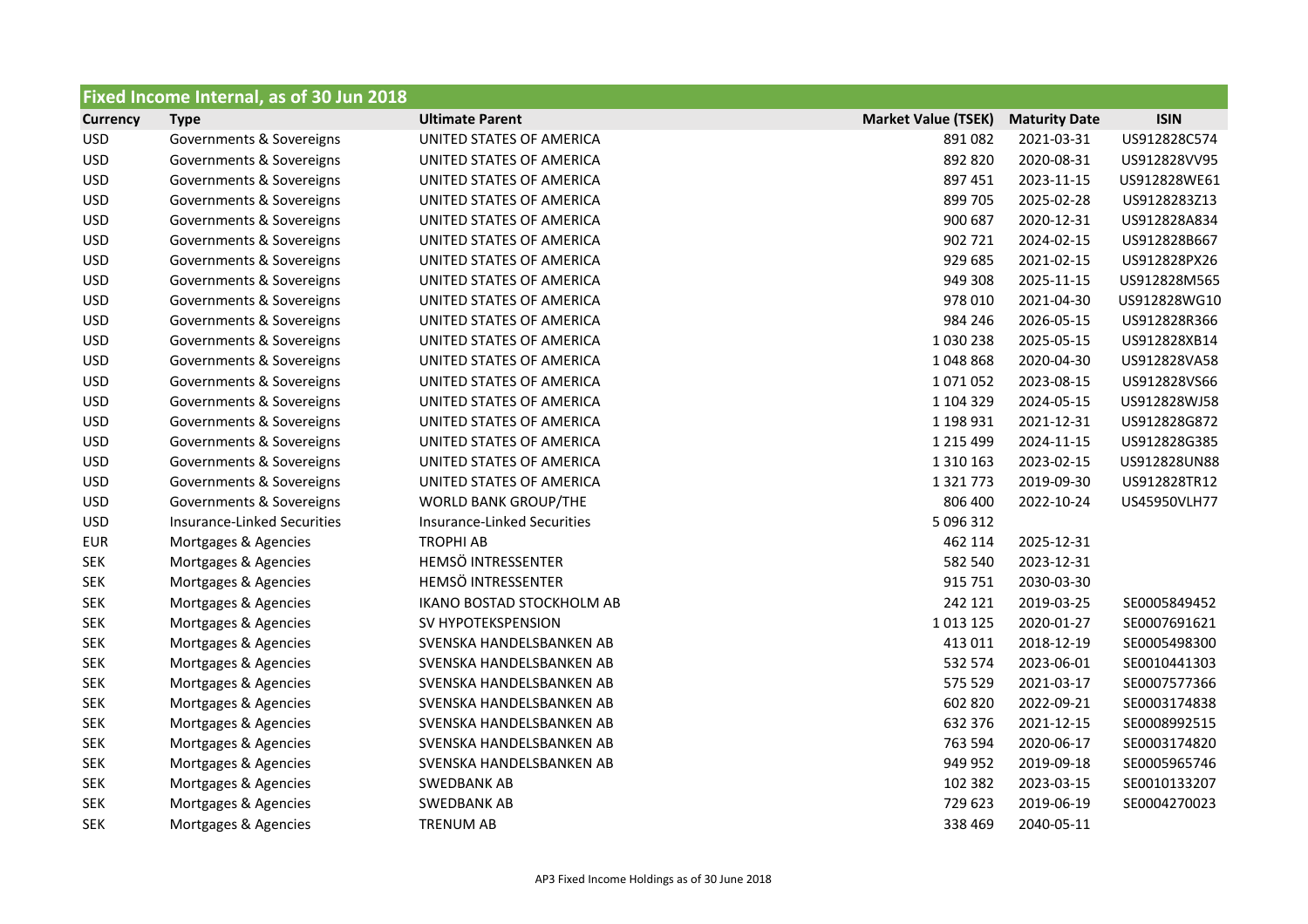| Fixed Income Internal, as of 30 Jun 2018 | | | | | |
|---|---|---|---|---|---|
| **Currency** | **Type** | **Ultimate Parent** | **Market Value (TSEK)** | **Maturity Date** | **ISIN** |
| USD | Governments & Sovereigns | UNITED STATES OF AMERICA | 891 082 | 2021-03-31 | US912828C574 |
| USD | Governments & Sovereigns | UNITED STATES OF AMERICA | 892 820 | 2020-08-31 | US912828VV95 |
| USD | Governments & Sovereigns | UNITED STATES OF AMERICA | 897 451 | 2023-11-15 | US912828WE61 |
| USD | Governments & Sovereigns | UNITED STATES OF AMERICA | 899 705 | 2025-02-28 | US9128283Z13 |
| USD | Governments & Sovereigns | UNITED STATES OF AMERICA | 900 687 | 2020-12-31 | US912828A834 |
| USD | Governments & Sovereigns | UNITED STATES OF AMERICA | 902 721 | 2024-02-15 | US912828B667 |
| USD | Governments & Sovereigns | UNITED STATES OF AMERICA | 929 685 | 2021-02-15 | US912828PX26 |
| USD | Governments & Sovereigns | UNITED STATES OF AMERICA | 949 308 | 2025-11-15 | US912828M565 |
| USD | Governments & Sovereigns | UNITED STATES OF AMERICA | 978 010 | 2021-04-30 | US912828WG10 |
| USD | Governments & Sovereigns | UNITED STATES OF AMERICA | 984 246 | 2026-05-15 | US912828R366 |
| USD | Governments & Sovereigns | UNITED STATES OF AMERICA | 1 030 238 | 2025-05-15 | US912828XB14 |
| USD | Governments & Sovereigns | UNITED STATES OF AMERICA | 1 048 868 | 2020-04-30 | US912828VA58 |
| USD | Governments & Sovereigns | UNITED STATES OF AMERICA | 1 071 052 | 2023-08-15 | US912828VS66 |
| USD | Governments & Sovereigns | UNITED STATES OF AMERICA | 1 104 329 | 2024-05-15 | US912828WJ58 |
| USD | Governments & Sovereigns | UNITED STATES OF AMERICA | 1 198 931 | 2021-12-31 | US912828G872 |
| USD | Governments & Sovereigns | UNITED STATES OF AMERICA | 1 215 499 | 2024-11-15 | US912828G385 |
| USD | Governments & Sovereigns | UNITED STATES OF AMERICA | 1 310 163 | 2023-02-15 | US912828UN88 |
| USD | Governments & Sovereigns | UNITED STATES OF AMERICA | 1 321 773 | 2019-09-30 | US912828TR12 |
| USD | Governments & Sovereigns | WORLD BANK GROUP/THE | 806 400 | 2022-10-24 | US45950VLH77 |
| USD | Insurance-Linked Securities | Insurance-Linked Securities | 5 096 312 | | |
| EUR | Mortgages & Agencies | TROPHI AB | 462 114 | 2025-12-31 | |
| SEK | Mortgages & Agencies | HEMSÖ INTRESSENTER | 582 540 | 2023-12-31 | |
| SEK | Mortgages & Agencies | HEMSÖ INTRESSENTER | 915 751 | 2030-03-30 | |
| SEK | Mortgages & Agencies | IKANO BOSTAD STOCKHOLM AB | 242 121 | 2019-03-25 | SE0005849452 |
| SEK | Mortgages & Agencies | SV HYPOTEKSPENSION | 1 013 125 | 2020-01-27 | SE0007691621 |
| SEK | Mortgages & Agencies | SVENSKA HANDELSBANKEN AB | 413 011 | 2018-12-19 | SE0005498300 |
| SEK | Mortgages & Agencies | SVENSKA HANDELSBANKEN AB | 532 574 | 2023-06-01 | SE0010441303 |
| SEK | Mortgages & Agencies | SVENSKA HANDELSBANKEN AB | 575 529 | 2021-03-17 | SE0007577366 |
| SEK | Mortgages & Agencies | SVENSKA HANDELSBANKEN AB | 602 820 | 2022-09-21 | SE0003174838 |
| SEK | Mortgages & Agencies | SVENSKA HANDELSBANKEN AB | 632 376 | 2021-12-15 | SE0008992515 |
| SEK | Mortgages & Agencies | SVENSKA HANDELSBANKEN AB | 763 594 | 2020-06-17 | SE0003174820 |
| SEK | Mortgages & Agencies | SVENSKA HANDELSBANKEN AB | 949 952 | 2019-09-18 | SE0005965746 |
| SEK | Mortgages & Agencies | SWEDBANK AB | 102 382 | 2023-03-15 | SE0010133207 |
| SEK | Mortgages & Agencies | SWEDBANK AB | 729 623 | 2019-06-19 | SE0004270023 |
| SEK | Mortgages & Agencies | TRENUM AB | 338 469 | 2040-05-11 | |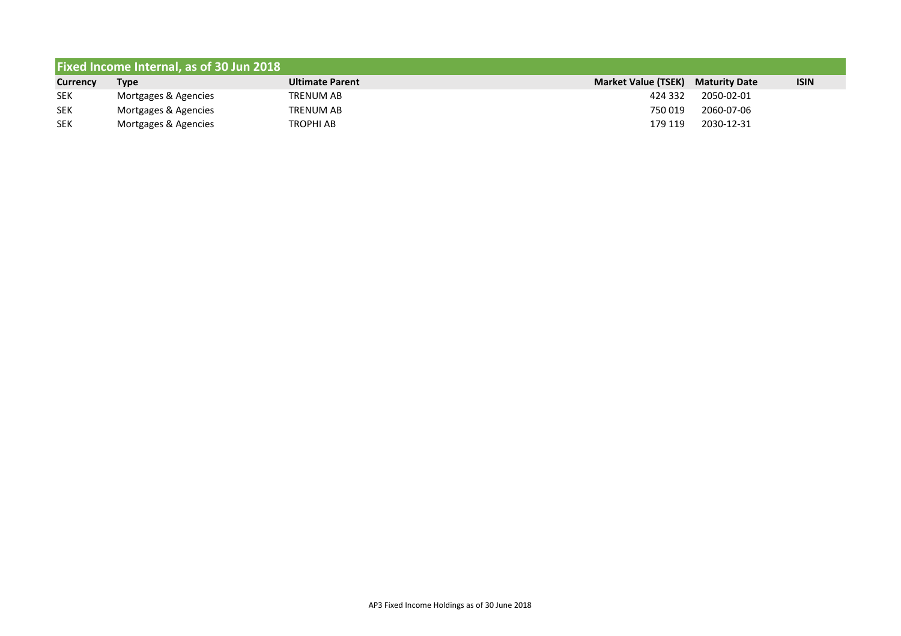## Fixed Income Internal, as of 30 Jun 2018

| Currency | Type | Ultimate Parent | Market Value (TSEK) | Maturity Date | ISIN |
|---|---|---|---|---|---|
| SEK | Mortgages & Agencies | TRENUM AB | 424 332 | 2050-02-01 | |
| SEK | Mortgages & Agencies | TRENUM AB | 750 019 | 2060-07-06 | |
| SEK | Mortgages & Agencies | TROPHI AB | 179 119 | 2030-12-31 | |